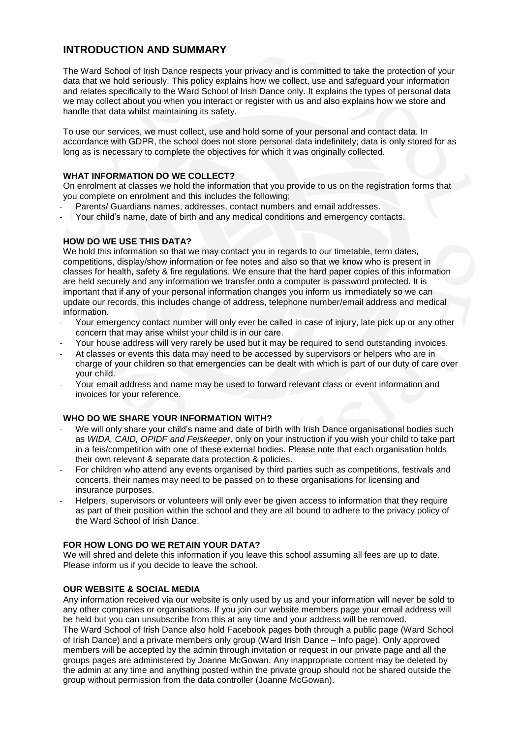## INTRODUCTION AND SUMMARY

The Ward School of Irish Dance respects your privacy and is committed to take the protection of your data that we hold seriously. This policy explains how we collect, use and safeguard your information and relates specifically to the Ward School of Irish Dance only. It explains the types of personal data we may collect about you when you interact or register with us and also explains how we store and handle that data whilst maintaining its safety.

To use our services, we must collect, use and hold some of your personal and contact data. In accordance with GDPR, the school does not store personal data indefinitely; data is only stored for as long as is necessary to complete the objectives for which it was originally collected.

### WHAT INFORMATION DO WE COLLECT?

On enrolment at classes we hold the information that you provide to us on the registration forms that you complete on enrolment and this includes the following;

- Parents/ Guardians names, addresses, contact numbers and email addresses.
- Your child's name, date of birth and any medical conditions and emergency contacts.

### HOW DO WE USE THIS DATA?

We hold this information so that we may contact you in regards to our timetable, term dates, competitions, display/show information or fee notes and also so that we know who is present in classes for health, safety & fire regulations. We ensure that the hard paper copies of this information are held securely and any information we transfer onto a computer is password protected. It is important that if any of your personal information changes you inform us immediately so we can update our records, this includes change of address, telephone number/email address and medical information.

- Your emergency contact number will only ever be called in case of injury, late pick up or any other concern that may arise whilst your child is in our care.
- Your house address will very rarely be used but it may be required to send outstanding invoices.
- At classes or events this data may need to be accessed by supervisors or helpers who are in charge of your children so that emergencies can be dealt with which is part of our duty of care over your child.
- Your email address and name may be used to forward relevant class or event information and invoices for your reference.

### WHO DO WE SHARE YOUR INFORMATION WITH?

- We will only share your child's name and date of birth with Irish Dance organisational bodies such as *WIDA, CAID, OPIDF and Feiskeeper,* only on your instruction if you wish your child to take part in a feis/competition with one of these external bodies. Please note that each organisation holds their own relevant & separate data protection & policies.
- For children who attend any events organised by third parties such as competitions, festivals and concerts, their names may need to be passed on to these organisations for licensing and insurance purposes.
- Helpers, supervisors or volunteers will only ever be given access to information that they require as part of their position within the school and they are all bound to adhere to the privacy policy of the Ward School of Irish Dance.

### FOR HOW LONG DO WE RETAIN YOUR DATA?

We will shred and delete this information if you leave this school assuming all fees are up to date. Please inform us if you decide to leave the school.

### OUR WEBSITE & SOCIAL MEDIA

Any information received via our website is only used by us and your information will never be sold to any other companies or organisations. If you join our website members page your email address will be held but you can unsubscribe from this at any time and your address will be removed.
The Ward School of Irish Dance also hold Facebook pages both through a public page (Ward School of Irish Dance) and a private members only group (Ward Irish Dance – Info page). Only approved members will be accepted by the admin through invitation or request in our private page and all the groups pages are administered by Joanne McGowan. Any inappropriate content may be deleted by the admin at any time and anything posted within the private group should not be shared outside the group without permission from the data controller (Joanne McGowan).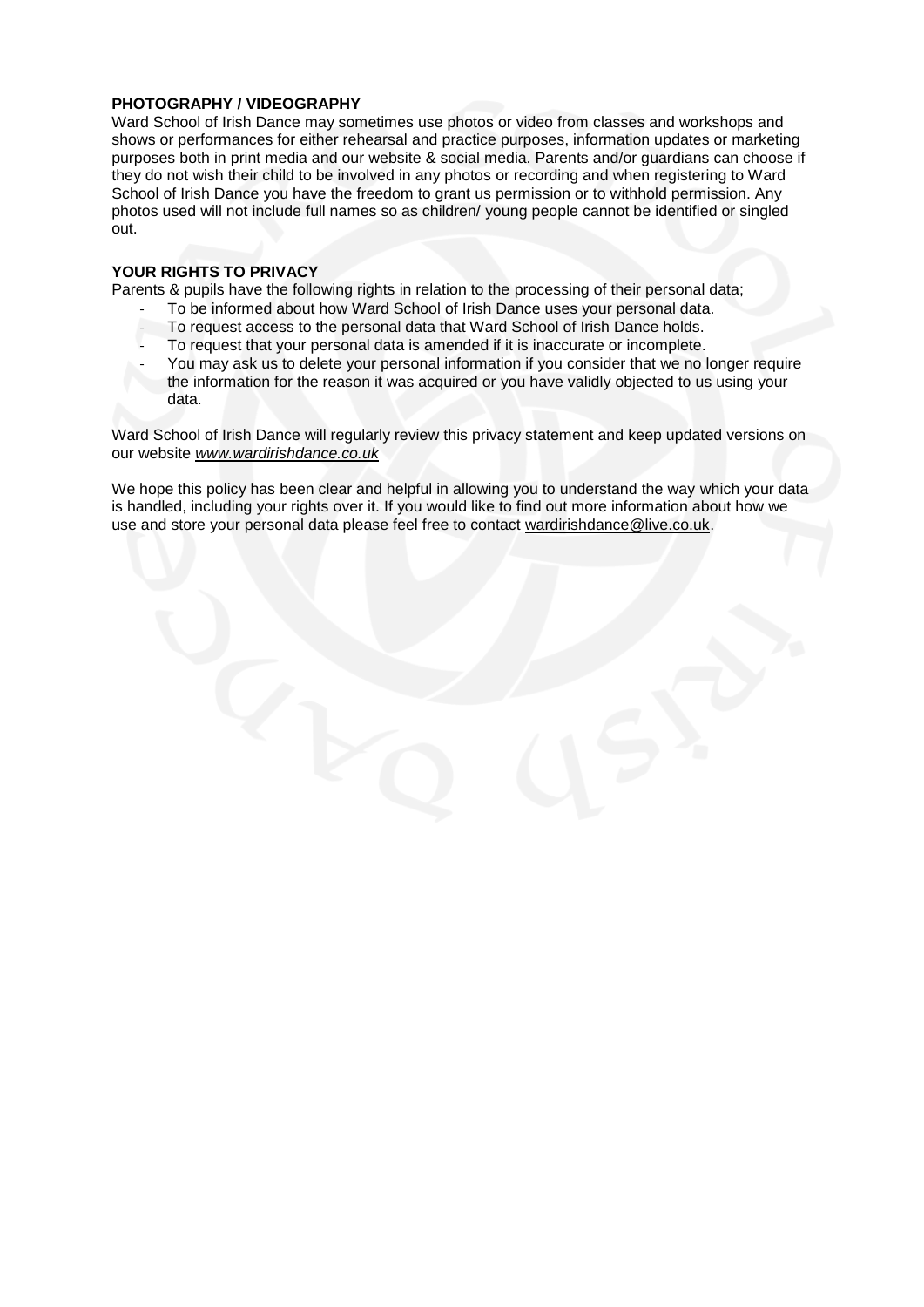**PHOTOGRAPHY / VIDEOGRAPHY**

Ward School of Irish Dance may sometimes use photos or video from classes and workshops and shows or performances for either rehearsal and practice purposes, information updates or marketing purposes both in print media and our website & social media. Parents and/or guardians can choose if they do not wish their child to be involved in any photos or recording and when registering to Ward School of Irish Dance you have the freedom to grant us permission or to withhold permission. Any photos used will not include full names so as children/ young people cannot be identified or singled out.

**YOUR RIGHTS TO PRIVACY**

Parents & pupils have the following rights in relation to the processing of their personal data;

- To be informed about how Ward School of Irish Dance uses your personal data.
- To request access to the personal data that Ward School of Irish Dance holds.
- To request that your personal data is amended if it is inaccurate or incomplete.
- You may ask us to delete your personal information if you consider that we no longer require the information for the reason it was acquired or you have validly objected to us using your data.

Ward School of Irish Dance will regularly review this privacy statement and keep updated versions on our website *www.wardirishdance.co.uk*

We hope this policy has been clear and helpful in allowing you to understand the way which your data is handled, including your rights over it. If you would like to find out more information about how we use and store your personal data please feel free to contact wardirishdance@live.co.uk.